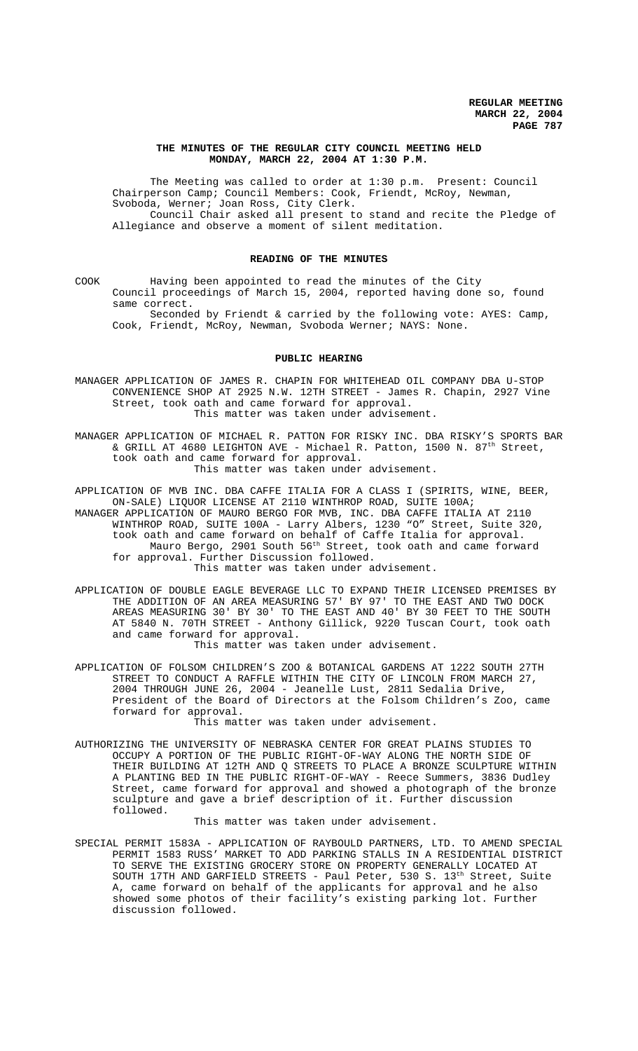**REGULAR MEETING**
**MARCH 22, 2004**

**THE MINUTES OF THE REGULAR CITY COUNCIL MEETING HELD MONDAY, MARCH 22, 2004 AT 1:30 P.M.**

The Meeting was called to order at 1:30 p.m. Present: Council Chairperson Camp; Council Members: Cook, Friendt, McRoy, Newman, Svoboda, Werner; Joan Ross, City Clerk.

Council Chair asked all present to stand and recite the Pledge of Allegiance and observe a moment of silent meditation.

**READING OF THE MINUTES**

COOK Having been appointed to read the minutes of the City Council proceedings of March 15, 2004, reported having done so, found same correct.

Seconded by Friendt & carried by the following vote: AYES: Camp, Cook, Friendt, McRoy, Newman, Svoboda Werner; NAYS: None.

**PUBLIC HEARING**

MANAGER APPLICATION OF JAMES R. CHAPIN FOR WHITEHEAD OIL COMPANY DBA U-STOP CONVENIENCE SHOP AT 2925 N.W. 12TH STREET - James R. Chapin, 2927 Vine Street, took oath and came forward for approval.

This matter was taken under advisement.

MANAGER APPLICATION OF MICHAEL R. PATTON FOR RISKY INC. DBA RISKY'S SPORTS BAR & GRILL AT 4680 LEIGHTON AVE - Michael R. Patton, 1500 N. 87th Street, took oath and came forward for approval.

This matter was taken under advisement.

APPLICATION OF MVB INC. DBA CAFFE ITALIA FOR A CLASS I (SPIRITS, WINE, BEER, ON-SALE) LIQUOR LICENSE AT 2110 WINTHROP ROAD, SUITE 100A;

MANAGER APPLICATION OF MAURO BERGO FOR MVB, INC. DBA CAFFE ITALIA AT 2110 WINTHROP ROAD, SUITE 100A - Larry Albers, 1230 "O" Street, Suite 320, took oath and came forward on behalf of Caffe Italia for approval.

Mauro Bergo, 2901 South 56th Street, took oath and came forward for approval. Further Discussion followed.

This matter was taken under advisement.

APPLICATION OF DOUBLE EAGLE BEVERAGE LLC TO EXPAND THEIR LICENSED PREMISES BY THE ADDITION OF AN AREA MEASURING 57' BY 97' TO THE EAST AND TWO DOCK AREAS MEASURING 30' BY 30' TO THE EAST AND 40' BY 30 FEET TO THE SOUTH AT 5840 N. 70TH STREET - Anthony Gillick, 9220 Tuscan Court, took oath and came forward for approval.

This matter was taken under advisement.

APPLICATION OF FOLSOM CHILDREN'S ZOO & BOTANICAL GARDENS AT 1222 SOUTH 27TH STREET TO CONDUCT A RAFFLE WITHIN THE CITY OF LINCOLN FROM MARCH 27, 2004 THROUGH JUNE 26, 2004 - Jeanelle Lust, 2811 Sedalia Drive, President of the Board of Directors at the Folsom Children's Zoo, came forward for approval.

This matter was taken under advisement.

AUTHORIZING THE UNIVERSITY OF NEBRASKA CENTER FOR GREAT PLAINS STUDIES TO OCCUPY A PORTION OF THE PUBLIC RIGHT-OF-WAY ALONG THE NORTH SIDE OF THEIR BUILDING AT 12TH AND Q STREETS TO PLACE A BRONZE SCULPTURE WITHIN A PLANTING BED IN THE PUBLIC RIGHT-OF-WAY - Reece Summers, 3836 Dudley Street, came forward for approval and showed a photograph of the bronze sculpture and gave a brief description of it. Further discussion followed.

This matter was taken under advisement.

SPECIAL PERMIT 1583A - APPLICATION OF RAYBOULD PARTNERS, LTD. TO AMEND SPECIAL PERMIT 1583 RUSS' MARKET TO ADD PARKING STALLS IN A RESIDENTIAL DISTRICT TO SERVE THE EXISTING GROCERY STORE ON PROPERTY GENERALLY LOCATED AT SOUTH 17TH AND GARFIELD STREETS - Paul Peter, 530 S. 13th Street, Suite A, came forward on behalf of the applicants for approval and he also showed some photos of their facility's existing parking lot. Further discussion followed.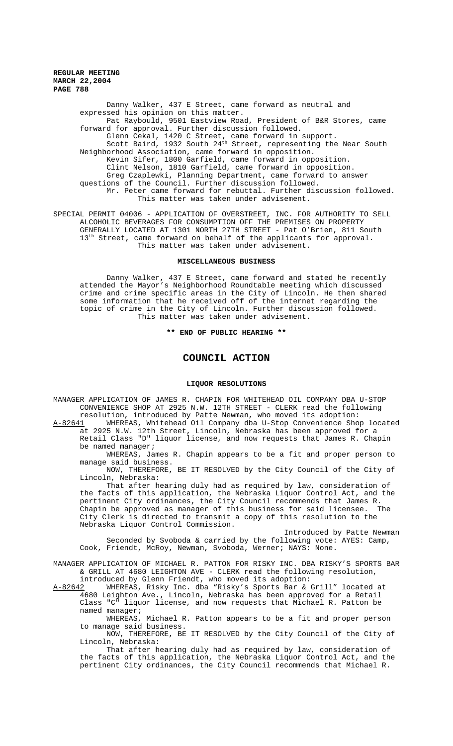Danny Walker, 437 E Street, came forward as neutral and expressed his opinion on this matter.

Pat Raybould, 9501 Eastview Road, President of B&R Stores, came forward for approval. Further discussion followed.

Glenn Cekal, 1420 C Street, came forward in support.

Scott Baird, 1932 South 24th Street, representing the Near South Neighborhood Association, came forward in opposition.

Kevin Sifer, 1800 Garfield, came forward in opposition.

Clint Nelson, 1810 Garfield, came forward in opposition.

Greg Czaplewki, Planning Department, came forward to answer questions of the Council. Further discussion followed.

Mr. Peter came forward for rebuttal. Further discussion followed.

This matter was taken under advisement.

SPECIAL PERMIT 04006 - APPLICATION OF OVERSTREET, INC. FOR AUTHORITY TO SELL ALCOHOLIC BEVERAGES FOR CONSUMPTION OFF THE PREMISES ON PROPERTY GENERALLY LOCATED AT 1301 NORTH 27TH STREET - Pat O'Brien, 811 South 13th Street, came forward on behalf of the applicants for approval.

This matter was taken under advisement.

## MISCELLANEOUS BUSINESS

Danny Walker, 437 E Street, came forward and stated he recently attended the Mayor's Neighborhood Roundtable meeting which discussed crime and crime specific areas in the City of Lincoln. He then shared some information that he received off of the internet regarding the topic of crime in the City of Lincoln. Further discussion followed.

This matter was taken under advisement.

**\*\* END OF PUBLIC HEARING \*\***

# COUNCIL ACTION

## LIQUOR RESOLUTIONS

MANAGER APPLICATION OF JAMES R. CHAPIN FOR WHITEHEAD OIL COMPANY DBA U-STOP CONVENIENCE SHOP AT 2925 N.W. 12TH STREET - CLERK read the following resolution, introduced by Patte Newman, who moved its adoption:

A-82641 WHEREAS, Whitehead Oil Company dba U-Stop Convenience Shop located at 2925 N.W. 12th Street, Lincoln, Nebraska has been approved for a Retail Class "D" liquor license, and now requests that James R. Chapin be named manager;

WHEREAS, James R. Chapin appears to be a fit and proper person to manage said business.

NOW, THEREFORE, BE IT RESOLVED by the City Council of the City of Lincoln, Nebraska:

That after hearing duly had as required by law, consideration of the facts of this application, the Nebraska Liquor Control Act, and the pertinent City ordinances, the City Council recommends that James R. Chapin be approved as manager of this business for said licensee. The City Clerk is directed to transmit a copy of this resolution to the Nebraska Liquor Control Commission.

Introduced by Patte Newman

Seconded by Svoboda & carried by the following vote: AYES: Camp, Cook, Friendt, McRoy, Newman, Svoboda, Werner; NAYS: None.

MANAGER APPLICATION OF MICHAEL R. PATTON FOR RISKY INC. DBA RISKY'S SPORTS BAR & GRILL AT 4680 LEIGHTON AVE - CLERK read the following resolution, introduced by Glenn Friendt, who moved its adoption:

A-82642 WHEREAS, Risky Inc. dba "Risky's Sports Bar & Grill" located at 4680 Leighton Ave., Lincoln, Nebraska has been approved for a Retail Class "C" liquor license, and now requests that Michael R. Patton be named manager;

WHEREAS, Michael R. Patton appears to be a fit and proper person to manage said business.

NOW, THEREFORE, BE IT RESOLVED by the City Council of the City of Lincoln, Nebraska:

That after hearing duly had as required by law, consideration of the facts of this application, the Nebraska Liquor Control Act, and the pertinent City ordinances, the City Council recommends that Michael R.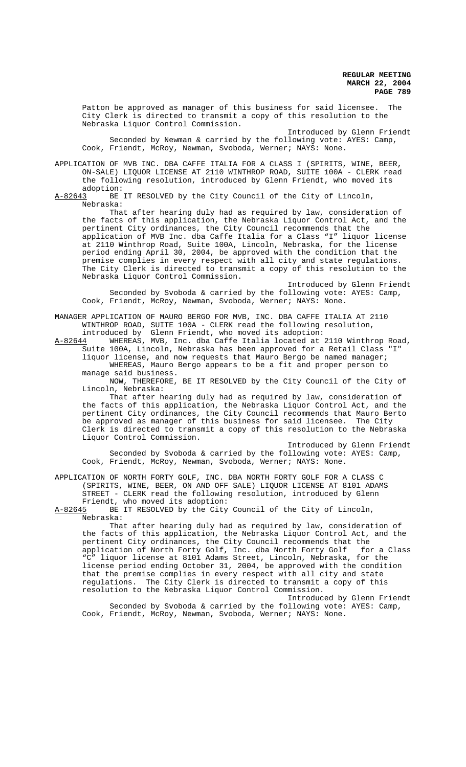Patton be approved as manager of this business for said licensee. The City Clerk is directed to transmit a copy of this resolution to the Nebraska Liquor Control Commission.

Introduced by Glenn Friendt

Seconded by Newman & carried by the following vote: AYES: Camp, Cook, Friendt, McRoy, Newman, Svoboda, Werner; NAYS: None.

APPLICATION OF MVB INC. DBA CAFFE ITALIA FOR A CLASS I (SPIRITS, WINE, BEER, ON-SALE) LIQUOR LICENSE AT 2110 WINTHROP ROAD, SUITE 100A - CLERK read the following resolution, introduced by Glenn Friendt, who moved its adoption:

A-82643 BE IT RESOLVED by the City Council of the City of Lincoln, Nebraska:

That after hearing duly had as required by law, consideration of the facts of this application, the Nebraska Liquor Control Act, and the pertinent City ordinances, the City Council recommends that the application of MVB Inc. dba Caffe Italia for a Class "I" liquor license at 2110 Winthrop Road, Suite 100A, Lincoln, Nebraska, for the license period ending April 30, 2004, be approved with the condition that the premise complies in every respect with all city and state regulations. The City Clerk is directed to transmit a copy of this resolution to the Nebraska Liquor Control Commission.

Introduced by Glenn Friendt

Seconded by Svoboda & carried by the following vote: AYES: Camp, Cook, Friendt, McRoy, Newman, Svoboda, Werner; NAYS: None.

MANAGER APPLICATION OF MAURO BERGO FOR MVB, INC. DBA CAFFE ITALIA AT 2110 WINTHROP ROAD, SUITE 100A - CLERK read the following resolution, introduced by Glenn Friendt, who moved its adoption:

A-82644 WHEREAS, MVB, Inc. dba Caffe Italia located at 2110 Winthrop Road, Suite 100A, Lincoln, Nebraska has been approved for a Retail Class "I" liquor license, and now requests that Mauro Bergo be named manager;

WHEREAS, Mauro Bergo appears to be a fit and proper person to manage said business.

NOW, THEREFORE, BE IT RESOLVED by the City Council of the City of Lincoln, Nebraska:

That after hearing duly had as required by law, consideration of the facts of this application, the Nebraska Liquor Control Act, and the pertinent City ordinances, the City Council recommends that Mauro Berto be approved as manager of this business for said licensee. The City Clerk is directed to transmit a copy of this resolution to the Nebraska Liquor Control Commission.

Introduced by Glenn Friendt

Seconded by Svoboda & carried by the following vote: AYES: Camp, Cook, Friendt, McRoy, Newman, Svoboda, Werner; NAYS: None.

APPLICATION OF NORTH FORTY GOLF, INC. DBA NORTH FORTY GOLF FOR A CLASS C (SPIRITS, WINE, BEER, ON AND OFF SALE) LIQUOR LICENSE AT 8101 ADAMS STREET - CLERK read the following resolution, introduced by Glenn Friendt, who moved its adoption:

A-82645 BE IT RESOLVED by the City Council of the City of Lincoln, Nebraska:

That after hearing duly had as required by law, consideration of the facts of this application, the Nebraska Liquor Control Act, and the pertinent City ordinances, the City Council recommends that the application of North Forty Golf, Inc. dba North Forty Golf for a Class "C" liquor license at 8101 Adams Street, Lincoln, Nebraska, for the license period ending October 31, 2004, be approved with the condition that the premise complies in every respect with all city and state regulations. The City Clerk is directed to transmit a copy of this resolution to the Nebraska Liquor Control Commission.

Introduced by Glenn Friendt

Seconded by Svoboda & carried by the following vote: AYES: Camp, Cook, Friendt, McRoy, Newman, Svoboda, Werner; NAYS: None.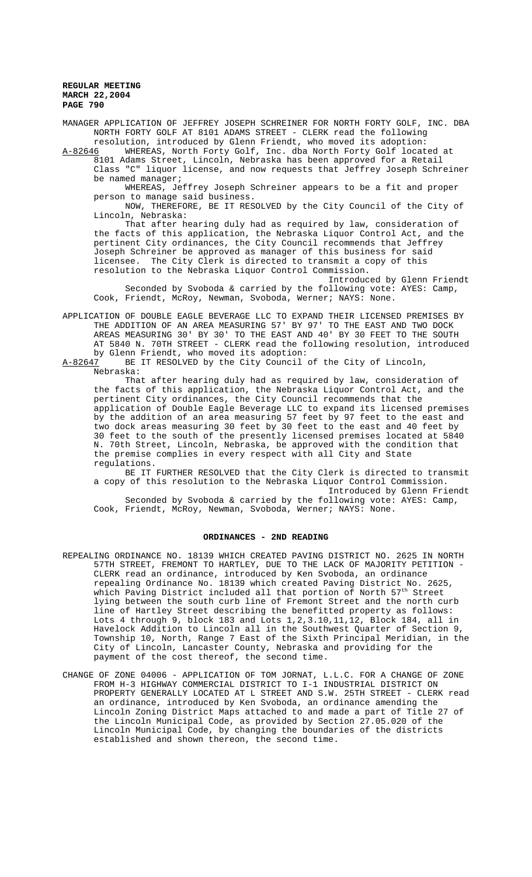MANAGER APPLICATION OF JEFFREY JOSEPH SCHREINER FOR NORTH FORTY GOLF, INC. DBA NORTH FORTY GOLF AT 8101 ADAMS STREET - CLERK read the following resolution, introduced by Glenn Friendt, who moved its adoption:

A-82646 WHEREAS, North Forty Golf, Inc. dba North Forty Golf located at 8101 Adams Street, Lincoln, Nebraska has been approved for a Retail Class "C" liquor license, and now requests that Jeffrey Joseph Schreiner be named manager;

WHEREAS, Jeffrey Joseph Schreiner appears to be a fit and proper person to manage said business.

NOW, THEREFORE, BE IT RESOLVED by the City Council of the City of Lincoln, Nebraska:

That after hearing duly had as required by law, consideration of the facts of this application, the Nebraska Liquor Control Act, and the pertinent City ordinances, the City Council recommends that Jeffrey Joseph Schreiner be approved as manager of this business for said licensee. The City Clerk is directed to transmit a copy of this resolution to the Nebraska Liquor Control Commission.

Introduced by Glenn Friendt

Seconded by Svoboda & carried by the following vote: AYES: Camp, Cook, Friendt, McRoy, Newman, Svoboda, Werner; NAYS: None.

APPLICATION OF DOUBLE EAGLE BEVERAGE LLC TO EXPAND THEIR LICENSED PREMISES BY THE ADDITION OF AN AREA MEASURING 57' BY 97' TO THE EAST AND TWO DOCK AREAS MEASURING 30' BY 30' TO THE EAST AND 40' BY 30 FEET TO THE SOUTH AT 5840 N. 70TH STREET - CLERK read the following resolution, introduced by Glenn Friendt, who moved its adoption:

A-82647 BE IT RESOLVED by the City Council of the City of Lincoln, Nebraska:

That after hearing duly had as required by law, consideration of the facts of this application, the Nebraska Liquor Control Act, and the pertinent City ordinances, the City Council recommends that the application of Double Eagle Beverage LLC to expand its licensed premises by the addition of an area measuring 57 feet by 97 feet to the east and two dock areas measuring 30 feet by 30 feet to the east and 40 feet by 30 feet to the south of the presently licensed premises located at 5840 N. 70th Street, Lincoln, Nebraska, be approved with the condition that the premise complies in every respect with all City and State regulations.

BE IT FURTHER RESOLVED that the City Clerk is directed to transmit a copy of this resolution to the Nebraska Liquor Control Commission.

Introduced by Glenn Friendt

Seconded by Svoboda & carried by the following vote: AYES: Camp, Cook, Friendt, McRoy, Newman, Svoboda, Werner; NAYS: None.

## ORDINANCES - 2ND READING

REPEALING ORDINANCE NO. 18139 WHICH CREATED PAVING DISTRICT NO. 2625 IN NORTH 57TH STREET, FREMONT TO HARTLEY, DUE TO THE LACK OF MAJORITY PETITION - CLERK read an ordinance, introduced by Ken Svoboda, an ordinance repealing Ordinance No. 18139 which created Paving District No. 2625, which Paving District included all that portion of North 57th Street lying between the south curb line of Fremont Street and the north curb line of Hartley Street describing the benefitted property as follows: Lots 4 through 9, block 183 and Lots 1,2,3.10,11,12, Block 184, all in Havelock Addition to Lincoln all in the Southwest Quarter of Section 9, Township 10, North, Range 7 East of the Sixth Principal Meridian, in the City of Lincoln, Lancaster County, Nebraska and providing for the payment of the cost thereof, the second time.

CHANGE OF ZONE 04006 - APPLICATION OF TOM JORNAT, L.L.C. FOR A CHANGE OF ZONE FROM H-3 HIGHWAY COMMERCIAL DISTRICT TO I-1 INDUSTRIAL DISTRICT ON PROPERTY GENERALLY LOCATED AT L STREET AND S.W. 25TH STREET - CLERK read an ordinance, introduced by Ken Svoboda, an ordinance amending the Lincoln Zoning District Maps attached to and made a part of Title 27 of the Lincoln Municipal Code, as provided by Section 27.05.020 of the Lincoln Municipal Code, by changing the boundaries of the districts established and shown thereon, the second time.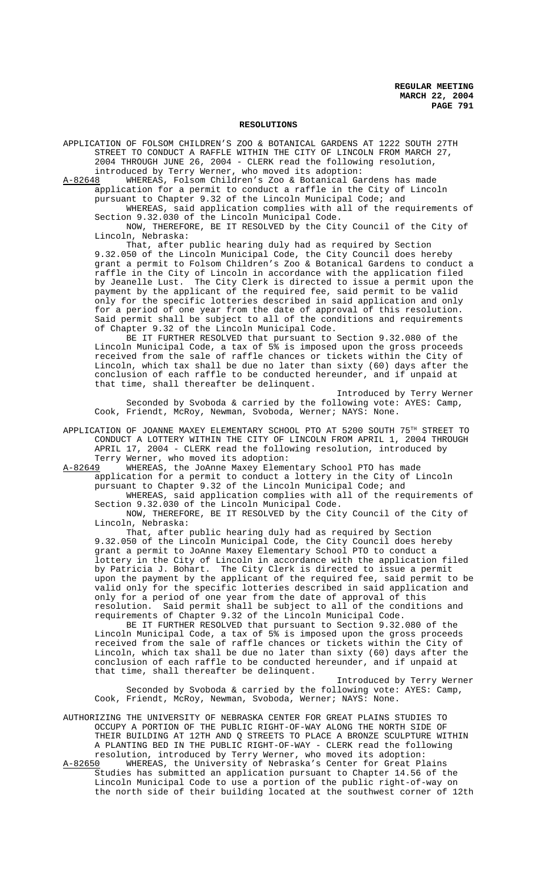## RESOLUTIONS

APPLICATION OF FOLSOM CHILDREN'S ZOO & BOTANICAL GARDENS AT 1222 SOUTH 27TH STREET TO CONDUCT A RAFFLE WITHIN THE CITY OF LINCOLN FROM MARCH 27, 2004 THROUGH JUNE 26, 2004 - CLERK read the following resolution, introduced by Terry Werner, who moved its adoption:

A-82648 WHEREAS, Folsom Children's Zoo & Botanical Gardens has made application for a permit to conduct a raffle in the City of Lincoln pursuant to Chapter 9.32 of the Lincoln Municipal Code; and

WHEREAS, said application complies with all of the requirements of Section 9.32.030 of the Lincoln Municipal Code.

NOW, THEREFORE, BE IT RESOLVED by the City Council of the City of Lincoln, Nebraska:

That, after public hearing duly had as required by Section 9.32.050 of the Lincoln Municipal Code, the City Council does hereby grant a permit to Folsom Children's Zoo & Botanical Gardens to conduct a raffle in the City of Lincoln in accordance with the application filed by Jeanelle Lust. The City Clerk is directed to issue a permit upon the payment by the applicant of the required fee, said permit to be valid only for the specific lotteries described in said application and only for a period of one year from the date of approval of this resolution. Said permit shall be subject to all of the conditions and requirements of Chapter 9.32 of the Lincoln Municipal Code.

BE IT FURTHER RESOLVED that pursuant to Section 9.32.080 of the Lincoln Municipal Code, a tax of 5% is imposed upon the gross proceeds received from the sale of raffle chances or tickets within the City of Lincoln, which tax shall be due no later than sixty (60) days after the conclusion of each raffle to be conducted hereunder, and if unpaid at that time, shall thereafter be delinquent.

Introduced by Terry Werner

Seconded by Svoboda & carried by the following vote: AYES: Camp, Cook, Friendt, McRoy, Newman, Svoboda, Werner; NAYS: None.

APPLICATION OF JOANNE MAXEY ELEMENTARY SCHOOL PTO AT 5200 SOUTH 75TH STREET TO CONDUCT A LOTTERY WITHIN THE CITY OF LINCOLN FROM APRIL 1, 2004 THROUGH APRIL 17, 2004 - CLERK read the following resolution, introduced by Terry Werner, who moved its adoption:

A-82649 WHEREAS, the JoAnne Maxey Elementary School PTO has made application for a permit to conduct a lottery in the City of Lincoln pursuant to Chapter 9.32 of the Lincoln Municipal Code; and

WHEREAS, said application complies with all of the requirements of Section 9.32.030 of the Lincoln Municipal Code.

NOW, THEREFORE, BE IT RESOLVED by the City Council of the City of Lincoln, Nebraska:

That, after public hearing duly had as required by Section 9.32.050 of the Lincoln Municipal Code, the City Council does hereby grant a permit to JoAnne Maxey Elementary School PTO to conduct a lottery in the City of Lincoln in accordance with the application filed by Patricia J. Bohart. The City Clerk is directed to issue a permit upon the payment by the applicant of the required fee, said permit to be valid only for the specific lotteries described in said application and only for a period of one year from the date of approval of this resolution. Said permit shall be subject to all of the conditions and requirements of Chapter 9.32 of the Lincoln Municipal Code.

BE IT FURTHER RESOLVED that pursuant to Section 9.32.080 of the Lincoln Municipal Code, a tax of 5% is imposed upon the gross proceeds received from the sale of raffle chances or tickets within the City of Lincoln, which tax shall be due no later than sixty (60) days after the conclusion of each raffle to be conducted hereunder, and if unpaid at that time, shall thereafter be delinquent.

Introduced by Terry Werner

Seconded by Svoboda & carried by the following vote: AYES: Camp, Cook, Friendt, McRoy, Newman, Svoboda, Werner; NAYS: None.

AUTHORIZING THE UNIVERSITY OF NEBRASKA CENTER FOR GREAT PLAINS STUDIES TO OCCUPY A PORTION OF THE PUBLIC RIGHT-OF-WAY ALONG THE NORTH SIDE OF THEIR BUILDING AT 12TH AND Q STREETS TO PLACE A BRONZE SCULPTURE WITHIN A PLANTING BED IN THE PUBLIC RIGHT-OF-WAY - CLERK read the following resolution, introduced by Terry Werner, who moved its adoption:

A-82650 WHEREAS, the University of Nebraska's Center for Great Plains Studies has submitted an application pursuant to Chapter 14.56 of the Lincoln Municipal Code to use a portion of the public right-of-way on the north side of their building located at the southwest corner of 12th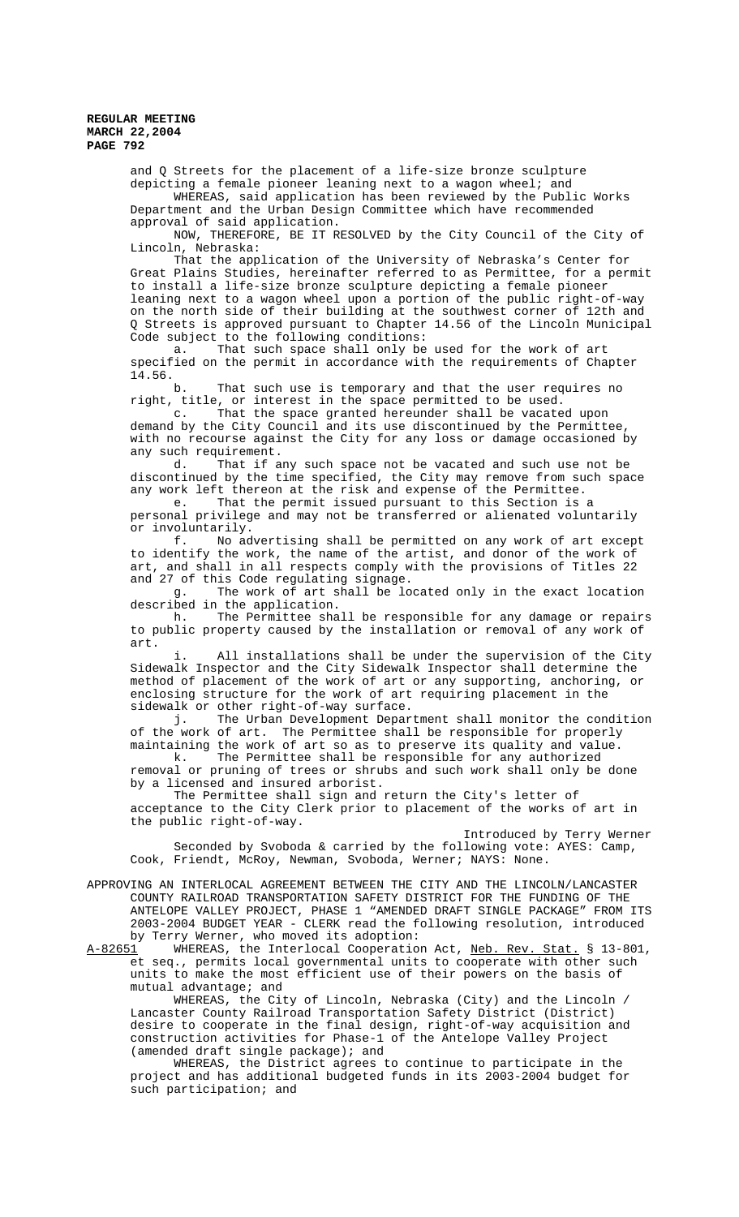and Q Streets for the placement of a life-size bronze sculpture depicting a female pioneer leaning next to a wagon wheel; and

WHEREAS, said application has been reviewed by the Public Works Department and the Urban Design Committee which have recommended approval of said application.

NOW, THEREFORE, BE IT RESOLVED by the City Council of the City of Lincoln, Nebraska:

That the application of the University of Nebraska's Center for Great Plains Studies, hereinafter referred to as Permittee, for a permit to install a life-size bronze sculpture depicting a female pioneer leaning next to a wagon wheel upon a portion of the public right-of-way on the north side of their building at the southwest corner of 12th and Q Streets is approved pursuant to Chapter 14.56 of the Lincoln Municipal Code subject to the following conditions:

a. That such space shall only be used for the work of art specified on the permit in accordance with the requirements of Chapter 14.56.

b. That such use is temporary and that the user requires no right, title, or interest in the space permitted to be used.

c. That the space granted hereunder shall be vacated upon demand by the City Council and its use discontinued by the Permittee, with no recourse against the City for any loss or damage occasioned by any such requirement.

d. That if any such space not be vacated and such use not be discontinued by the time specified, the City may remove from such space any work left thereon at the risk and expense of the Permittee.

e. That the permit issued pursuant to this Section is a personal privilege and may not be transferred or alienated voluntarily or involuntarily.

f. No advertising shall be permitted on any work of art except to identify the work, the name of the artist, and donor of the work of art, and shall in all respects comply with the provisions of Titles 22 and 27 of this Code regulating signage.

g. The work of art shall be located only in the exact location described in the application.

h. The Permittee shall be responsible for any damage or repairs to public property caused by the installation or removal of any work of art.

i. All installations shall be under the supervision of the City Sidewalk Inspector and the City Sidewalk Inspector shall determine the method of placement of the work of art or any supporting, anchoring, or enclosing structure for the work of art requiring placement in the sidewalk or other right-of-way surface.

j. The Urban Development Department shall monitor the condition of the work of art. The Permittee shall be responsible for properly maintaining the work of art so as to preserve its quality and value.

k. The Permittee shall be responsible for any authorized removal or pruning of trees or shrubs and such work shall only be done by a licensed and insured arborist.

The Permittee shall sign and return the City's letter of acceptance to the City Clerk prior to placement of the works of art in the public right-of-way.

Introduced by Terry Werner

Seconded by Svoboda & carried by the following vote: AYES: Camp, Cook, Friendt, McRoy, Newman, Svoboda, Werner; NAYS: None.

APPROVING AN INTERLOCAL AGREEMENT BETWEEN THE CITY AND THE LINCOLN/LANCASTER COUNTY RAILROAD TRANSPORTATION SAFETY DISTRICT FOR THE FUNDING OF THE ANTELOPE VALLEY PROJECT, PHASE 1 "AMENDED DRAFT SINGLE PACKAGE" FROM ITS 2003-2004 BUDGET YEAR - CLERK read the following resolution, introduced by Terry Werner, who moved its adoption:

<u>A-82651</u> WHEREAS, the Interlocal Cooperation Act, <u>Neb. Rev. Stat.</u> § 13-801, et seq., permits local governmental units to cooperate with other such units to make the most efficient use of their powers on the basis of mutual advantage; and

WHEREAS, the City of Lincoln, Nebraska (City) and the Lincoln / Lancaster County Railroad Transportation Safety District (District) desire to cooperate in the final design, right-of-way acquisition and construction activities for Phase-1 of the Antelope Valley Project (amended draft single package); and

WHEREAS, the District agrees to continue to participate in the project and has additional budgeted funds in its 2003-2004 budget for such participation; and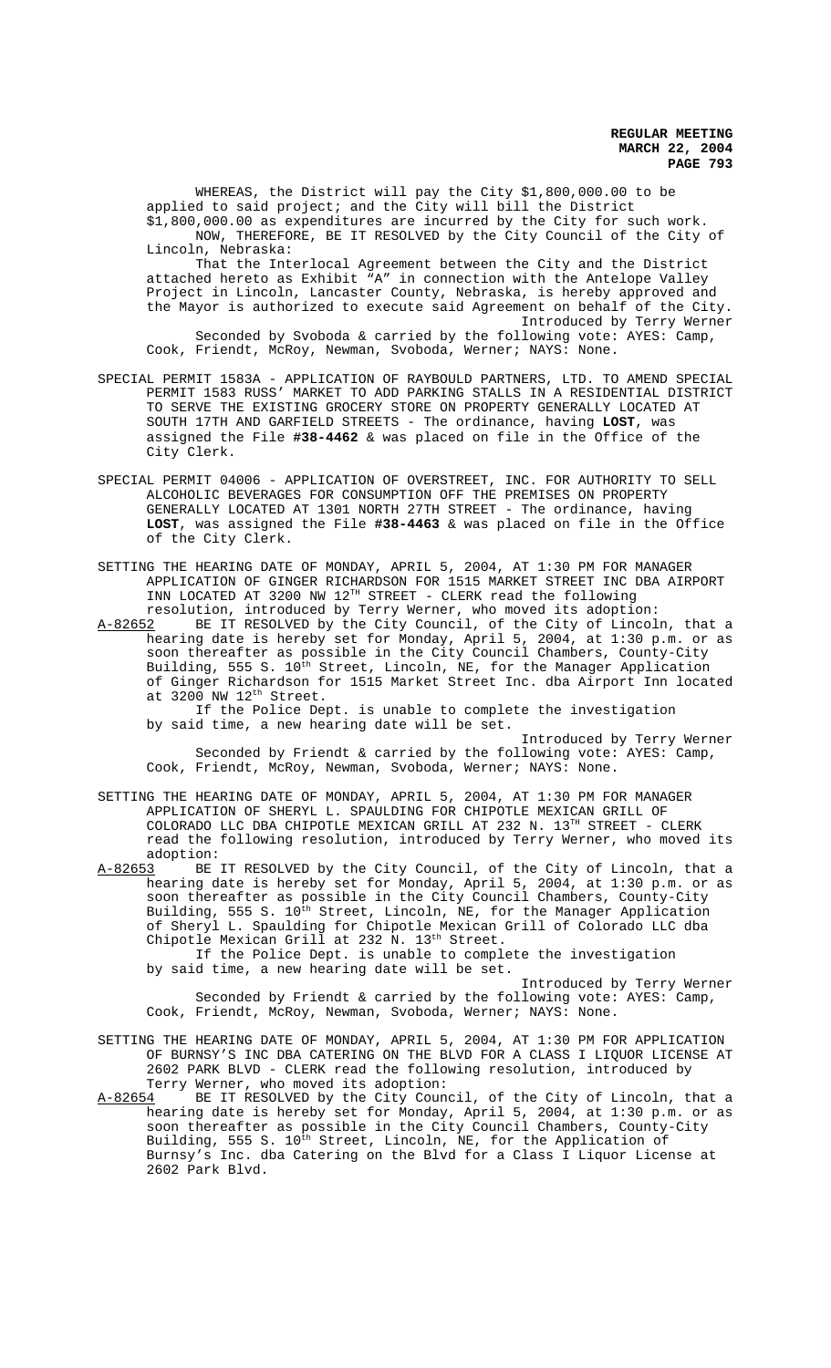WHEREAS, the District will pay the City $1,800,000.00 to be applied to said project; and the City will bill the District $1,800,000.00 as expenditures are incurred by the City for such work.

NOW, THEREFORE, BE IT RESOLVED by the City Council of the City of Lincoln, Nebraska:

That the Interlocal Agreement between the City and the District attached hereto as Exhibit "A" in connection with the Antelope Valley Project in Lincoln, Lancaster County, Nebraska, is hereby approved and the Mayor is authorized to execute said Agreement on behalf of the City.

Introduced by Terry Werner

Seconded by Svoboda & carried by the following vote: AYES: Camp, Cook, Friendt, McRoy, Newman, Svoboda, Werner; NAYS: None.

SPECIAL PERMIT 1583A - APPLICATION OF RAYBOULD PARTNERS, LTD. TO AMEND SPECIAL PERMIT 1583 RUSS' MARKET TO ADD PARKING STALLS IN A RESIDENTIAL DISTRICT TO SERVE THE EXISTING GROCERY STORE ON PROPERTY GENERALLY LOCATED AT SOUTH 17TH AND GARFIELD STREETS - The ordinance, having **LOST**, was assigned the File **#38-4462** & was placed on file in the Office of the City Clerk.

SPECIAL PERMIT 04006 - APPLICATION OF OVERSTREET, INC. FOR AUTHORITY TO SELL ALCOHOLIC BEVERAGES FOR CONSUMPTION OFF THE PREMISES ON PROPERTY GENERALLY LOCATED AT 1301 NORTH 27TH STREET - The ordinance, having **LOST**, was assigned the File **#38-4463** & was placed on file in the Office of the City Clerk.

SETTING THE HEARING DATE OF MONDAY, APRIL 5, 2004, AT 1:30 PM FOR MANAGER APPLICATION OF GINGER RICHARDSON FOR 1515 MARKET STREET INC DBA AIRPORT INN LOCATED AT 3200 NW 12TH STREET - CLERK read the following resolution, introduced by Terry Werner, who moved its adoption:

A-82652 BE IT RESOLVED by the City Council, of the City of Lincoln, that a hearing date is hereby set for Monday, April 5, 2004, at 1:30 p.m. or as soon thereafter as possible in the City Council Chambers, County-City Building, 555 S. 10th Street, Lincoln, NE, for the Manager Application of Ginger Richardson for 1515 Market Street Inc. dba Airport Inn located at 3200 NW 12th Street.

If the Police Dept. is unable to complete the investigation by said time, a new hearing date will be set.

Introduced by Terry Werner

Seconded by Friendt & carried by the following vote: AYES: Camp, Cook, Friendt, McRoy, Newman, Svoboda, Werner; NAYS: None.

SETTING THE HEARING DATE OF MONDAY, APRIL 5, 2004, AT 1:30 PM FOR MANAGER APPLICATION OF SHERYL L. SPAULDING FOR CHIPOTLE MEXICAN GRILL OF COLORADO LLC DBA CHIPOTLE MEXICAN GRILL AT 232 N. 13TH STREET - CLERK read the following resolution, introduced by Terry Werner, who moved its adoption:

A-82653 BE IT RESOLVED by the City Council, of the City of Lincoln, that a hearing date is hereby set for Monday, April 5, 2004, at 1:30 p.m. or as soon thereafter as possible in the City Council Chambers, County-City Building, 555 S. 10th Street, Lincoln, NE, for the Manager Application of Sheryl L. Spaulding for Chipotle Mexican Grill of Colorado LLC dba Chipotle Mexican Grill at 232 N. 13th Street.

If the Police Dept. is unable to complete the investigation by said time, a new hearing date will be set.

Introduced by Terry Werner

Seconded by Friendt & carried by the following vote: AYES: Camp, Cook, Friendt, McRoy, Newman, Svoboda, Werner; NAYS: None.

SETTING THE HEARING DATE OF MONDAY, APRIL 5, 2004, AT 1:30 PM FOR APPLICATION OF BURNSY'S INC DBA CATERING ON THE BLVD FOR A CLASS I LIQUOR LICENSE AT 2602 PARK BLVD - CLERK read the following resolution, introduced by Terry Werner, who moved its adoption:

A-82654 BE IT RESOLVED by the City Council, of the City of Lincoln, that a hearing date is hereby set for Monday, April 5, 2004, at 1:30 p.m. or as soon thereafter as possible in the City Council Chambers, County-City Building, 555 S. 10th Street, Lincoln, NE, for the Application of Burnsy's Inc. dba Catering on the Blvd for a Class I Liquor License at 2602 Park Blvd.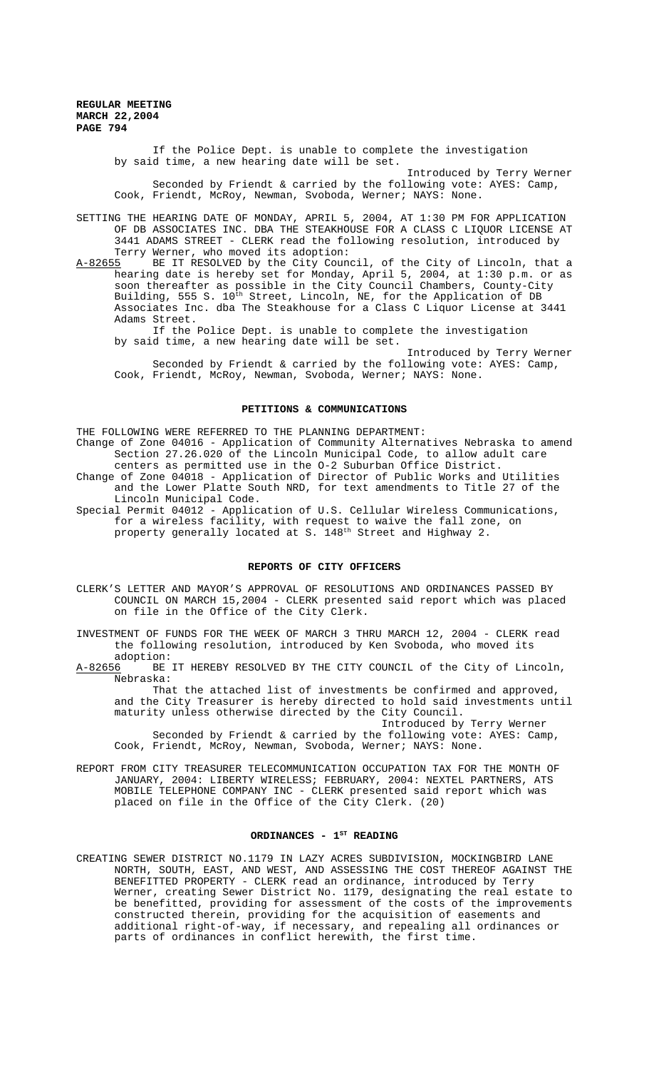If the Police Dept. is unable to complete the investigation by said time, a new hearing date will be set.

Introduced by Terry Werner

Seconded by Friendt & carried by the following vote: AYES: Camp, Cook, Friendt, McRoy, Newman, Svoboda, Werner; NAYS: None.

SETTING THE HEARING DATE OF MONDAY, APRIL 5, 2004, AT 1:30 PM FOR APPLICATION OF DB ASSOCIATES INC. DBA THE STEAKHOUSE FOR A CLASS C LIQUOR LICENSE AT 3441 ADAMS STREET - CLERK read the following resolution, introduced by Terry Werner, who moved its adoption:

A-82655 BE IT RESOLVED by the City Council, of the City of Lincoln, that a hearing date is hereby set for Monday, April 5, 2004, at 1:30 p.m. or as soon thereafter as possible in the City Council Chambers, County-City Building, 555 S. 10th Street, Lincoln, NE, for the Application of DB Associates Inc. dba The Steakhouse for a Class C Liquor License at 3441 Adams Street.

If the Police Dept. is unable to complete the investigation by said time, a new hearing date will be set.

Introduced by Terry Werner

Seconded by Friendt & carried by the following vote: AYES: Camp, Cook, Friendt, McRoy, Newman, Svoboda, Werner; NAYS: None.

## PETITIONS & COMMUNICATIONS

THE FOLLOWING WERE REFERRED TO THE PLANNING DEPARTMENT:

Change of Zone 04016 - Application of Community Alternatives Nebraska to amend Section 27.26.020 of the Lincoln Municipal Code, to allow adult care centers as permitted use in the O-2 Suburban Office District.

Change of Zone 04018 - Application of Director of Public Works and Utilities and the Lower Platte South NRD, for text amendments to Title 27 of the Lincoln Municipal Code.

Special Permit 04012 - Application of U.S. Cellular Wireless Communications, for a wireless facility, with request to waive the fall zone, on property generally located at S. 148th Street and Highway 2.

## REPORTS OF CITY OFFICERS

CLERK'S LETTER AND MAYOR'S APPROVAL OF RESOLUTIONS AND ORDINANCES PASSED BY COUNCIL ON MARCH 15,2004 - CLERK presented said report which was placed on file in the Office of the City Clerk.

INVESTMENT OF FUNDS FOR THE WEEK OF MARCH 3 THRU MARCH 12, 2004 - CLERK read the following resolution, introduced by Ken Svoboda, who moved its adoption:

A-82656 BE IT HEREBY RESOLVED BY THE CITY COUNCIL of the City of Lincoln, Nebraska:

That the attached list of investments be confirmed and approved, and the City Treasurer is hereby directed to hold said investments until maturity unless otherwise directed by the City Council.

Introduced by Terry Werner

Seconded by Friendt & carried by the following vote: AYES: Camp, Cook, Friendt, McRoy, Newman, Svoboda, Werner; NAYS: None.

REPORT FROM CITY TREASURER TELECOMMUNICATION OCCUPATION TAX FOR THE MONTH OF JANUARY, 2004: LIBERTY WIRELESS; FEBRUARY, 2004: NEXTEL PARTNERS, ATS MOBILE TELEPHONE COMPANY INC - CLERK presented said report which was placed on file in the Office of the City Clerk. (20)

## ORDINANCES - 1ST READING

CREATING SEWER DISTRICT NO.1179 IN LAZY ACRES SUBDIVISION, MOCKINGBIRD LANE NORTH, SOUTH, EAST, AND WEST, AND ASSESSING THE COST THEREOF AGAINST THE BENEFITTED PROPERTY - CLERK read an ordinance, introduced by Terry Werner, creating Sewer District No. 1179, designating the real estate to be benefitted, providing for assessment of the costs of the improvements constructed therein, providing for the acquisition of easements and additional right-of-way, if necessary, and repealing all ordinances or parts of ordinances in conflict herewith, the first time.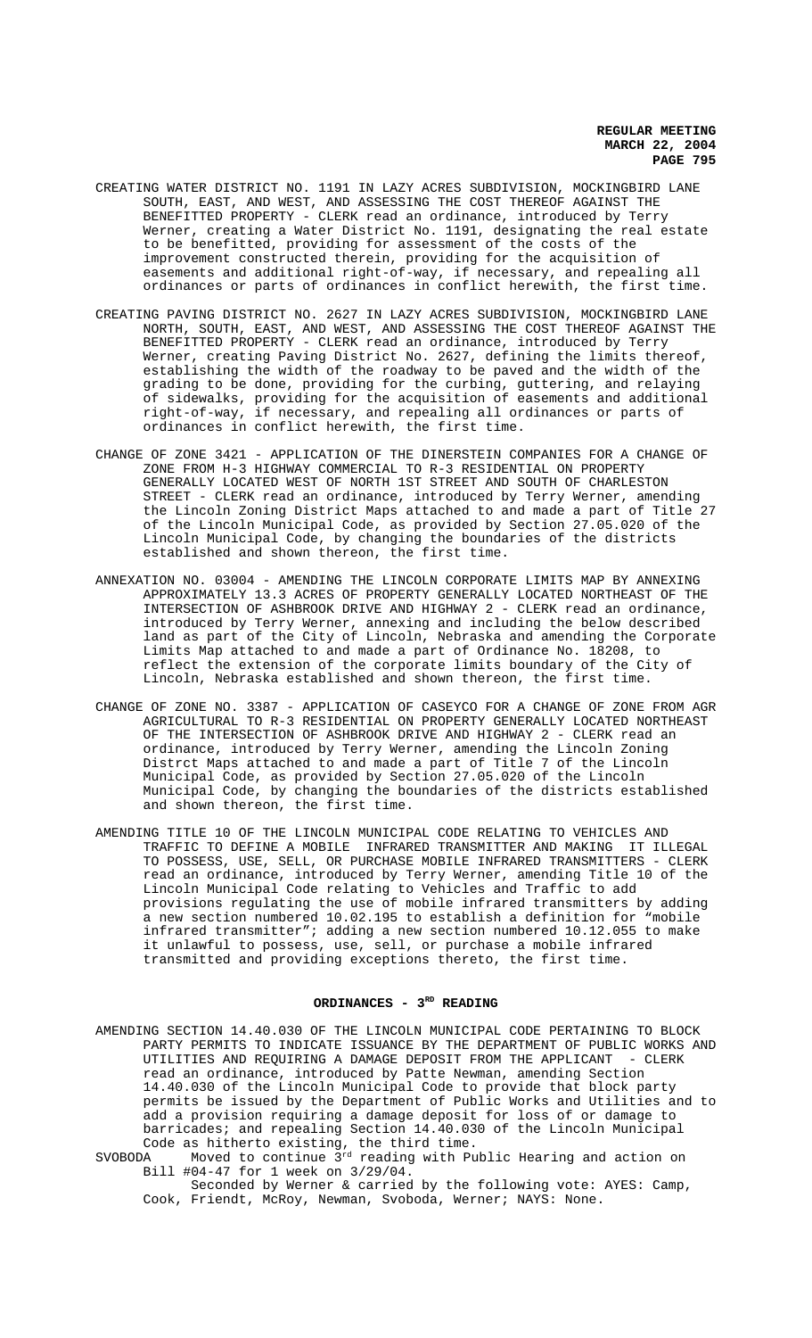CREATING WATER DISTRICT NO. 1191 IN LAZY ACRES SUBDIVISION, MOCKINGBIRD LANE SOUTH, EAST, AND WEST, AND ASSESSING THE COST THEREOF AGAINST THE BENEFITTED PROPERTY - CLERK read an ordinance, introduced by Terry Werner, creating a Water District No. 1191, designating the real estate to be benefitted, providing for assessment of the costs of the improvement constructed therein, providing for the acquisition of easements and additional right-of-way, if necessary, and repealing all ordinances or parts of ordinances in conflict herewith, the first time.

CREATING PAVING DISTRICT NO. 2627 IN LAZY ACRES SUBDIVISION, MOCKINGBIRD LANE NORTH, SOUTH, EAST, AND WEST, AND ASSESSING THE COST THEREOF AGAINST THE BENEFITTED PROPERTY - CLERK read an ordinance, introduced by Terry Werner, creating Paving District No. 2627, defining the limits thereof, establishing the width of the roadway to be paved and the width of the grading to be done, providing for the curbing, guttering, and relaying of sidewalks, providing for the acquisition of easements and additional right-of-way, if necessary, and repealing all ordinances or parts of ordinances in conflict herewith, the first time.

CHANGE OF ZONE 3421 - APPLICATION OF THE DINERSTEIN COMPANIES FOR A CHANGE OF ZONE FROM H-3 HIGHWAY COMMERCIAL TO R-3 RESIDENTIAL ON PROPERTY GENERALLY LOCATED WEST OF NORTH 1ST STREET AND SOUTH OF CHARLESTON STREET - CLERK read an ordinance, introduced by Terry Werner, amending the Lincoln Zoning District Maps attached to and made a part of Title 27 of the Lincoln Municipal Code, as provided by Section 27.05.020 of the Lincoln Municipal Code, by changing the boundaries of the districts established and shown thereon, the first time.

ANNEXATION NO. 03004 - AMENDING THE LINCOLN CORPORATE LIMITS MAP BY ANNEXING APPROXIMATELY 13.3 ACRES OF PROPERTY GENERALLY LOCATED NORTHEAST OF THE INTERSECTION OF ASHBROOK DRIVE AND HIGHWAY 2 - CLERK read an ordinance, introduced by Terry Werner, annexing and including the below described land as part of the City of Lincoln, Nebraska and amending the Corporate Limits Map attached to and made a part of Ordinance No. 18208, to reflect the extension of the corporate limits boundary of the City of Lincoln, Nebraska established and shown thereon, the first time.

CHANGE OF ZONE NO. 3387 - APPLICATION OF CASEYCO FOR A CHANGE OF ZONE FROM AGR AGRICULTURAL TO R-3 RESIDENTIAL ON PROPERTY GENERALLY LOCATED NORTHEAST OF THE INTERSECTION OF ASHBROOK DRIVE AND HIGHWAY 2 - CLERK read an ordinance, introduced by Terry Werner, amending the Lincoln Zoning Distrct Maps attached to and made a part of Title 7 of the Lincoln Municipal Code, as provided by Section 27.05.020 of the Lincoln Municipal Code, by changing the boundaries of the districts established and shown thereon, the first time.

AMENDING TITLE 10 OF THE LINCOLN MUNICIPAL CODE RELATING TO VEHICLES AND TRAFFIC TO DEFINE A MOBILE INFRARED TRANSMITTER AND MAKING IT ILLEGAL TO POSSESS, USE, SELL, OR PURCHASE MOBILE INFRARED TRANSMITTERS - CLERK read an ordinance, introduced by Terry Werner, amending Title 10 of the Lincoln Municipal Code relating to Vehicles and Traffic to add provisions regulating the use of mobile infrared transmitters by adding a new section numbered 10.02.195 to establish a definition for "mobile infrared transmitter"; adding a new section numbered 10.12.055 to make it unlawful to possess, use, sell, or purchase a mobile infrared transmitted and providing exceptions thereto, the first time.

## ORDINANCES - 3RD READING

AMENDING SECTION 14.40.030 OF THE LINCOLN MUNICIPAL CODE PERTAINING TO BLOCK PARTY PERMITS TO INDICATE ISSUANCE BY THE DEPARTMENT OF PUBLIC WORKS AND UTILITIES AND REQUIRING A DAMAGE DEPOSIT FROM THE APPLICANT - CLERK read an ordinance, introduced by Patte Newman, amending Section 14.40.030 of the Lincoln Municipal Code to provide that block party permits be issued by the Department of Public Works and Utilities and to add a provision requiring a damage deposit for loss of or damage to barricades; and repealing Section 14.40.030 of the Lincoln Municipal Code as hitherto existing, the third time.

SVOBODA Moved to continue 3rd reading with Public Hearing and action on Bill #04-47 for 1 week on 3/29/04.

Seconded by Werner & carried by the following vote: AYES: Camp, Cook, Friendt, McRoy, Newman, Svoboda, Werner; NAYS: None.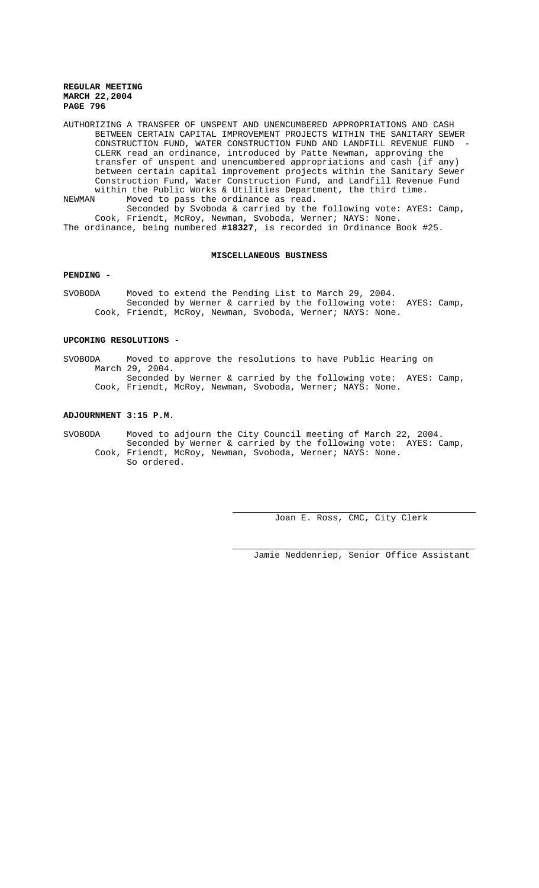**REGULAR MEETING**
**MARCH 22,2004**
**PAGE 796**

AUTHORIZING A TRANSFER OF UNSPENT AND UNENCUMBERED APPROPRIATIONS AND CASH BETWEEN CERTAIN CAPITAL IMPROVEMENT PROJECTS WITHIN THE SANITARY SEWER CONSTRUCTION FUND, WATER CONSTRUCTION FUND AND LANDFILL REVENUE FUND - CLERK read an ordinance, introduced by Patte Newman, approving the transfer of unspent and unencumbered appropriations and cash (if any) between certain capital improvement projects within the Sanitary Sewer Construction Fund, Water Construction Fund, and Landfill Revenue Fund within the Public Works & Utilities Department, the third time.

NEWMAN Moved to pass the ordinance as read.
Seconded by Svoboda & carried by the following vote: AYES: Camp, Cook, Friendt, McRoy, Newman, Svoboda, Werner; NAYS: None.

The ordinance, being numbered **#18327**, is recorded in Ordinance Book #25.

**MISCELLANEOUS BUSINESS**

**PENDING -**

SVOBODA Moved to extend the Pending List to March 29, 2004.
Seconded by Werner & carried by the following vote: AYES: Camp, Cook, Friendt, McRoy, Newman, Svoboda, Werner; NAYS: None.

**UPCOMING RESOLUTIONS -**

SVOBODA Moved to approve the resolutions to have Public Hearing on March 29, 2004.
Seconded by Werner & carried by the following vote: AYES: Camp, Cook, Friendt, McRoy, Newman, Svoboda, Werner; NAYS: None.

**ADJOURNMENT 3:15 P.M.**

SVOBODA Moved to adjourn the City Council meeting of March 22, 2004.
Seconded by Werner & carried by the following vote: AYES: Camp, Cook, Friendt, McRoy, Newman, Svoboda, Werner; NAYS: None.
So ordered.

Joan E. Ross, CMC, City Clerk

Jamie Neddenriep, Senior Office Assistant